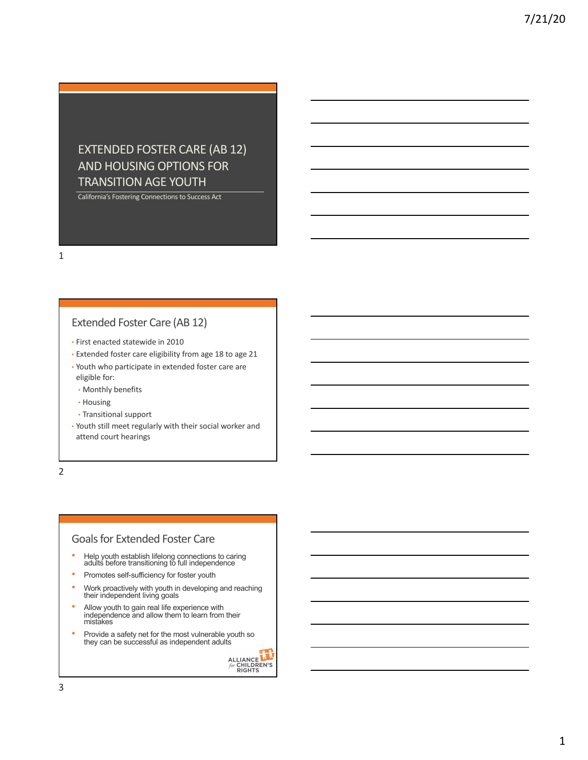# EXTENDED FOSTER CARE (AB 12) AND HOUSING OPTIONS FOR TRANSITION AGE YOUTH

California's Fostering Connections to Success Act

## Extended Foster Care (AB 12)

- First enacted statewide in 2010
- Extended foster care eligibility from age 18 to age 21
- Youth who participate in extended foster care are eligible for:
  - Monthly benefits
  - Housing
  - Transitional support
- Youth still meet regularly with their social worker and attend court hearings

## Goals for Extended Foster Care

- Help youth establish lifelong connections to caring adults before transitioning to full independence
- Promotes self-sufficiency for foster youth
- Work proactively with youth in developing and reaching their independent living goals
- Allow youth to gain real life experience with independence and allow them to learn from their mistakes
- Provide a safety net for the most vulnerable youth so they can be successful as independent adults

ALLIANCE for CHILDREN'S RIGHTS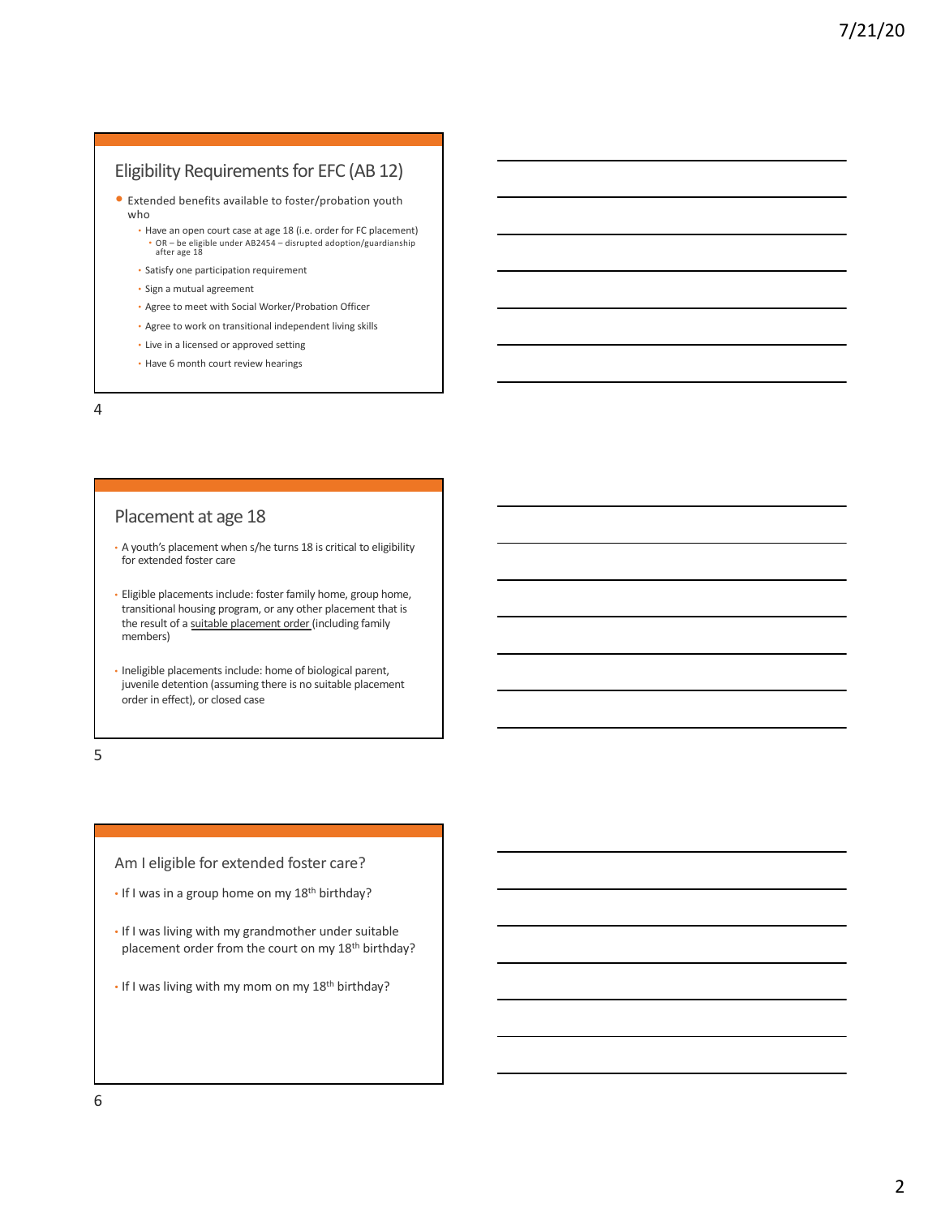## Eligibility Requirements for EFC (AB 12)

- Extended benefits available to foster/probation youth who
  - Have an open court case at age 18 (i.e. order for FC placement)
    - OR – be eligible under AB2454 – disrupted adoption/guardianship after age 18
  - Satisfy one participation requirement
  - Sign a mutual agreement
  - Agree to meet with Social Worker/Probation Officer
  - Agree to work on transitional independent living skills
  - Live in a licensed or approved setting
  - Have 6 month court review hearings

## Placement at age 18

- A youth's placement when s/he turns 18 is critical to eligibility for extended foster care
- Eligible placements include: foster family home, group home, transitional housing program, or any other placement that is the result of a suitable placement order (including family members)
- Ineligible placements include: home of biological parent, juvenile detention (assuming there is no suitable placement order in effect), or closed case

## Am I eligible for extended foster care?

- If I was in a group home on my 18th birthday?
- If I was living with my grandmother under suitable placement order from the court on my 18th birthday?
- If I was living with my mom on my 18th birthday?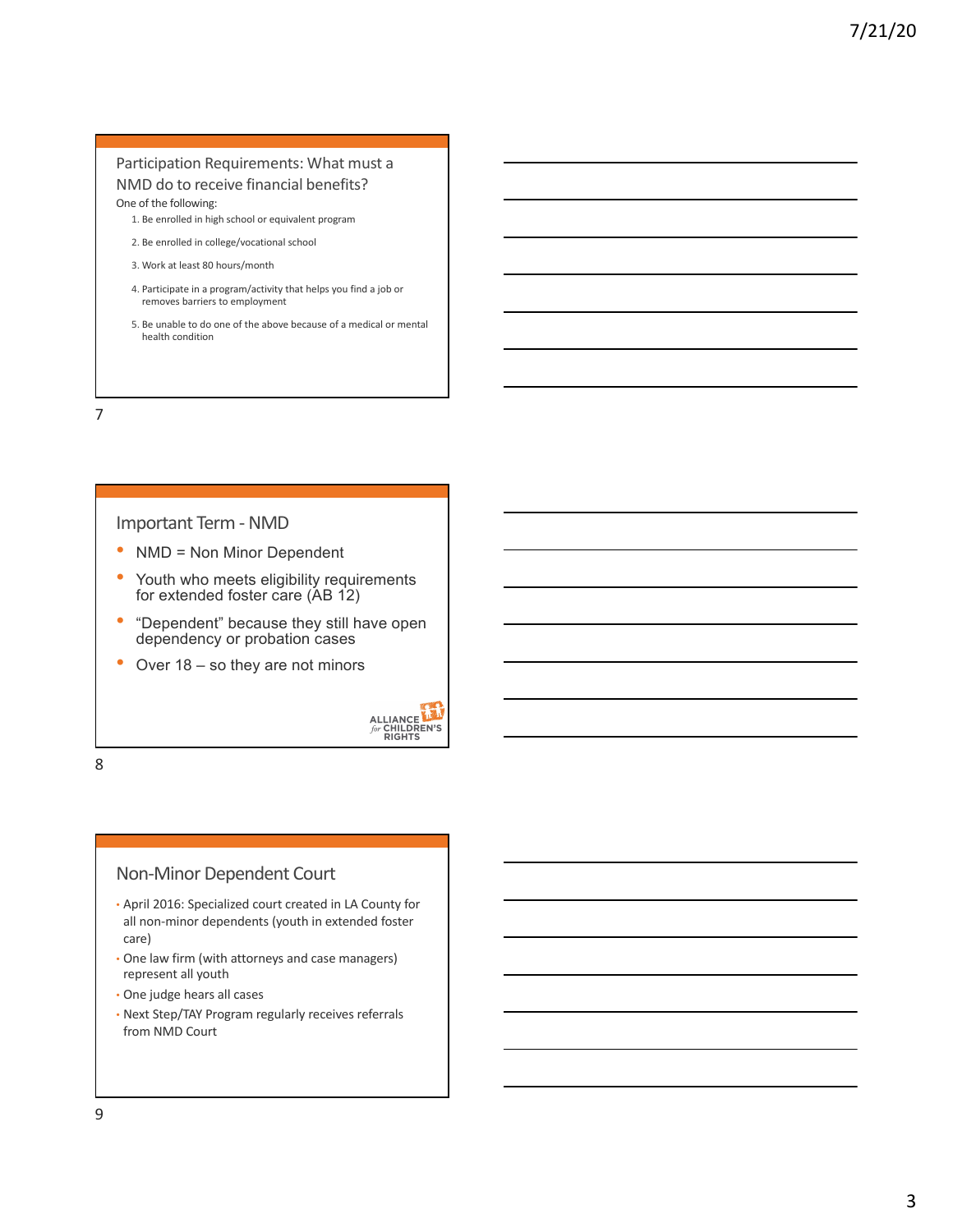## Participation Requirements: What must a NMD do to receive financial benefits?

One of the following:

1. Be enrolled in high school or equivalent program
2. Be enrolled in college/vocational school
3. Work at least 80 hours/month
4. Participate in a program/activity that helps you find a job or removes barriers to employment
5. Be unable to do one of the above because of a medical or mental health condition

## Important Term - NMD

- NMD = Non Minor Dependent
- Youth who meets eligibility requirements for extended foster care (AB 12)
- "Dependent" because they still have open dependency or probation cases
- Over 18 – so they are not minors

ALLIANCE *for* CHILDREN'S RIGHTS

## Non-Minor Dependent Court

- April 2016: Specialized court created in LA County for all non-minor dependents (youth in extended foster care)
- One law firm (with attorneys and case managers) represent all youth
- One judge hears all cases
- Next Step/TAY Program regularly receives referrals from NMD Court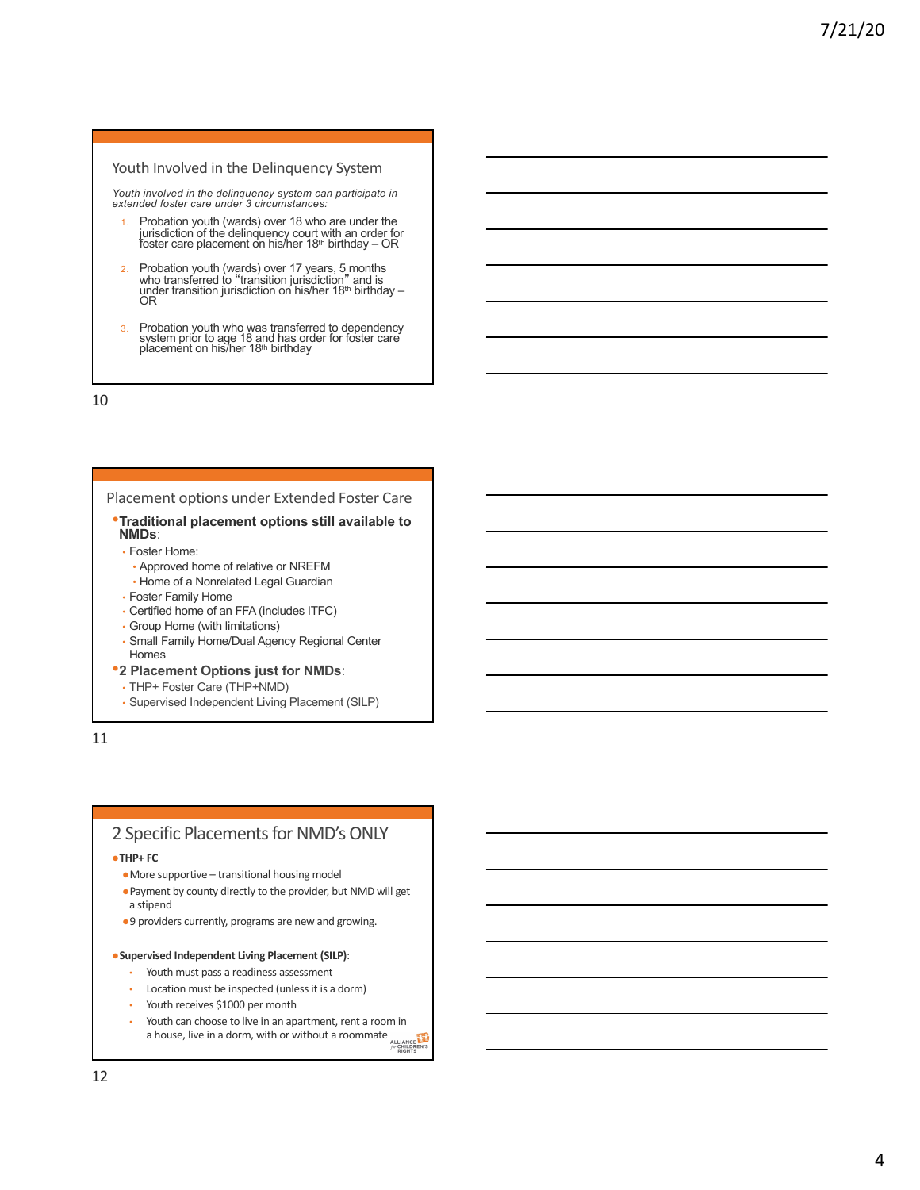## Youth Involved in the Delinquency System

*Youth involved in the delinquency system can participate in extended foster care under 3 circumstances:*

1. Probation youth (wards) over 18 who are under the jurisdiction of the delinquency court with an order for foster care placement on his/her 18th birthday – OR
2. Probation youth (wards) over 17 years, 5 months who transferred to "transition jurisdiction" and is under transition jurisdiction on his/her 18th birthday – OR
3. Probation youth who was transferred to dependency system prior to age 18 and has order for foster care placement on his/her 18th birthday

## Placement options under Extended Foster Care

- **Traditional placement options still available to NMDs**:
  - Foster Home:
    - Approved home of relative or NREFM
    - Home of a Nonrelated Legal Guardian
  - Foster Family Home
  - Certified home of an FFA (includes ITFC)
  - Group Home (with limitations)
  - Small Family Home/Dual Agency Regional Center Homes
- **2 Placement Options just for NMDs**:
  - THP+ Foster Care (THP+NMD)
  - Supervised Independent Living Placement (SILP)

## 2 Specific Placements for NMD's ONLY

- **THP+ FC**
  - More supportive – transitional housing model
  - Payment by county directly to the provider, but NMD will get a stipend
  - 9 providers currently, programs are new and growing.
- **Supervised Independent Living Placement (SILP)**:
  - Youth must pass a readiness assessment
  - Location must be inspected (unless it is a dorm)
  - Youth receives $1000 per month
  - Youth can choose to live in an apartment, rent a room in a house, live in a dorm, with or without a roommate

ALLIANCE for CHILDREN'S RIGHTS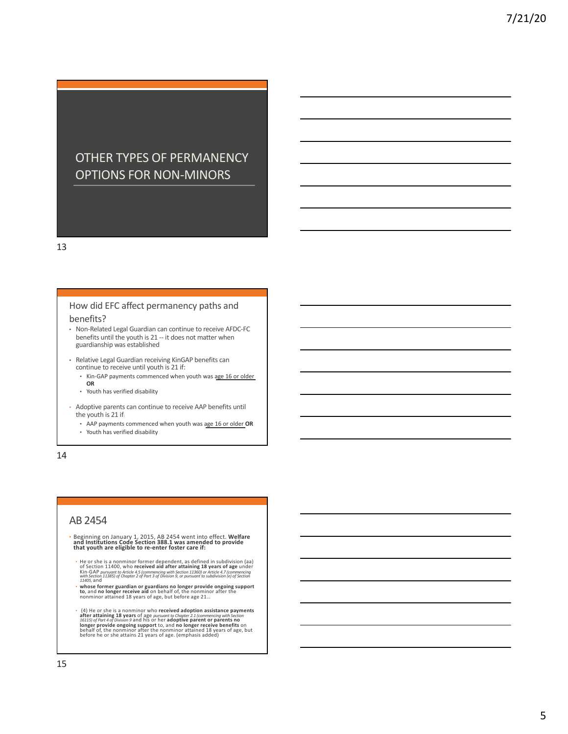## OTHER TYPES OF PERMANENCY OPTIONS FOR NON-MINORS

## How did EFC affect permanency paths and benefits?

- Non-Related Legal Guardian can continue to receive AFDC-FC benefits until the youth is 21 -- it does not matter when guardianship was established
- Relative Legal Guardian receiving KinGAP benefits can continue to receive until youth is 21 if:
  - Kin-GAP payments commenced when youth was age 16 or older **OR**
  - Youth has verified disability
- Adoptive parents can continue to receive AAP benefits until the youth is 21 if:
  - AAP payments commenced when youth was age 16 or older **OR**
  - Youth has verified disability

## AB 2454

- Beginning on January 1, 2015, AB 2454 went into effect. **Welfare and Institutions Code Section 388.1 was amended to provide that youth are eligible to re-enter foster care if:**
  - He or she is a nonminor former dependent, as defined in subdivision (aa) of Section 11400, who **received aid after attaining 18 years of age** under Kin-GAP *pursuant to Article 4.5 (commencing with Section 11360) or Article 4.7 (commencing with Section 11385) of Chapter 2 of Part 3 of Division 9, or pursuant to subdivision (e) of Section 11405*, and
  - **whose former guardian or guardians no longer provide ongoing support to**, and **no longer receive aid** on behalf of, the nonminor after the nonminor attained 18 years of age, but before age 21…
  - (4) He or she is a nonminor who **received adoption assistance payments after attaining 18 years** of age *pursuant to Chapter 2.1 (commencing with Section 16115) of Part 4 of Division 9* and his or her **adoptive parent or parents no longer provide ongoing support** to, and **no longer receive benefits** on behalf of, the nonminor after the nonminor attained 18 years of age, but before he or she attains 21 years of age. (emphasis added)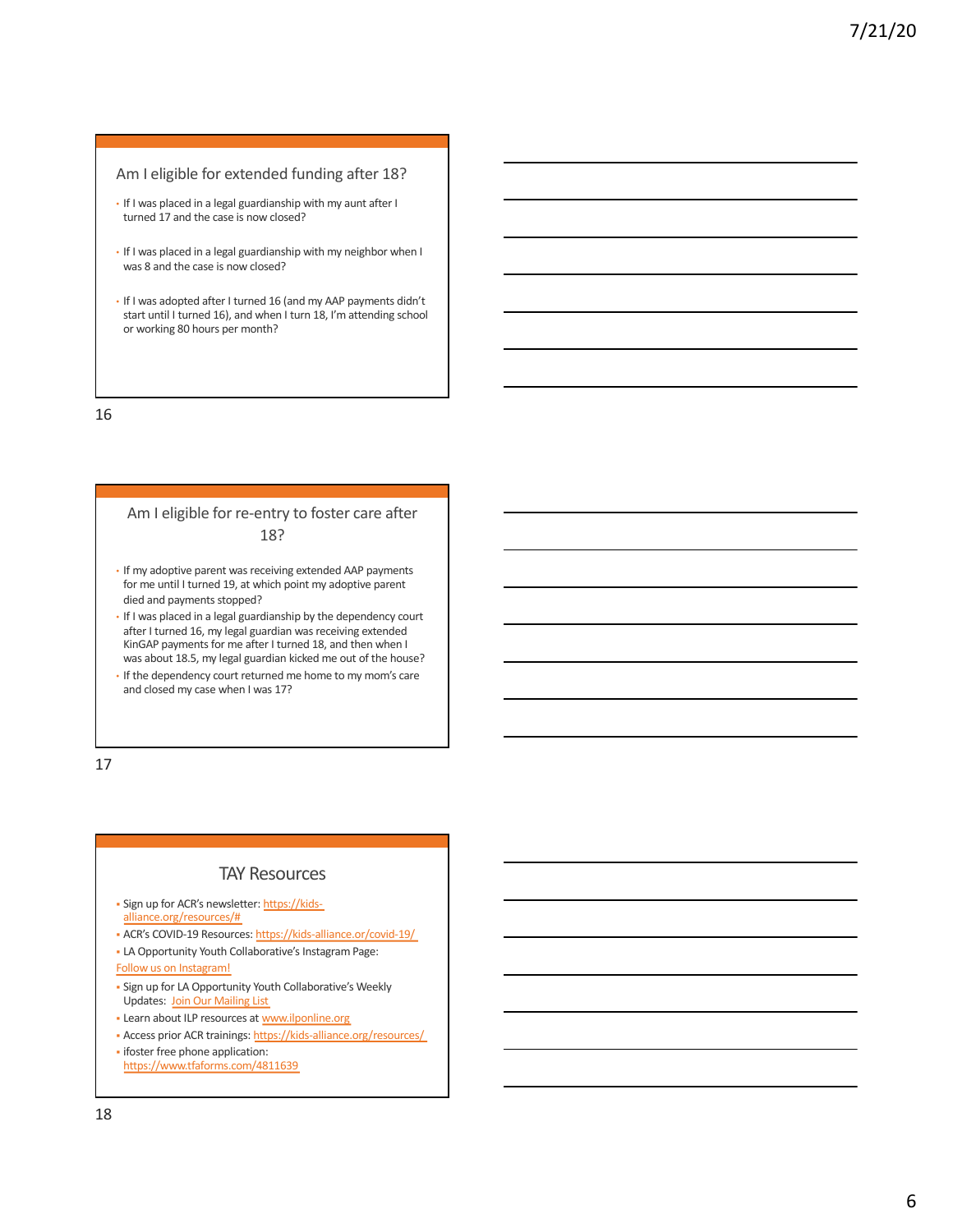## Am I eligible for extended funding after 18?

- If I was placed in a legal guardianship with my aunt after I turned 17 and the case is now closed?
- If I was placed in a legal guardianship with my neighbor when I was 8 and the case is now closed?
- If I was adopted after I turned 16 (and my AAP payments didn't start until I turned 16), and when I turn 18, I'm attending school or working 80 hours per month?

## Am I eligible for re-entry to foster care after 18?

- If my adoptive parent was receiving extended AAP payments for me until I turned 19, at which point my adoptive parent died and payments stopped?
- If I was placed in a legal guardianship by the dependency court after I turned 16, my legal guardian was receiving extended KinGAP payments for me after I turned 18, and then when I was about 18.5, my legal guardian kicked me out of the house?
- If the dependency court returned me home to my mom's care and closed my case when I was 17?

## TAY Resources

- Sign up for ACR's newsletter: https://kids-alliance.org/resources/#
- ACR's COVID-19 Resources: https://kids-alliance.or/covid-19/
- LA Opportunity Youth Collaborative's Instagram Page: Follow us on Instagram!
- Sign up for LA Opportunity Youth Collaborative's Weekly Updates: Join Our Mailing List
- Learn about ILP resources at www.ilponline.org
- Access prior ACR trainings: https://kids-alliance.org/resources/
- ifoster free phone application: https://www.tfaforms.com/4811639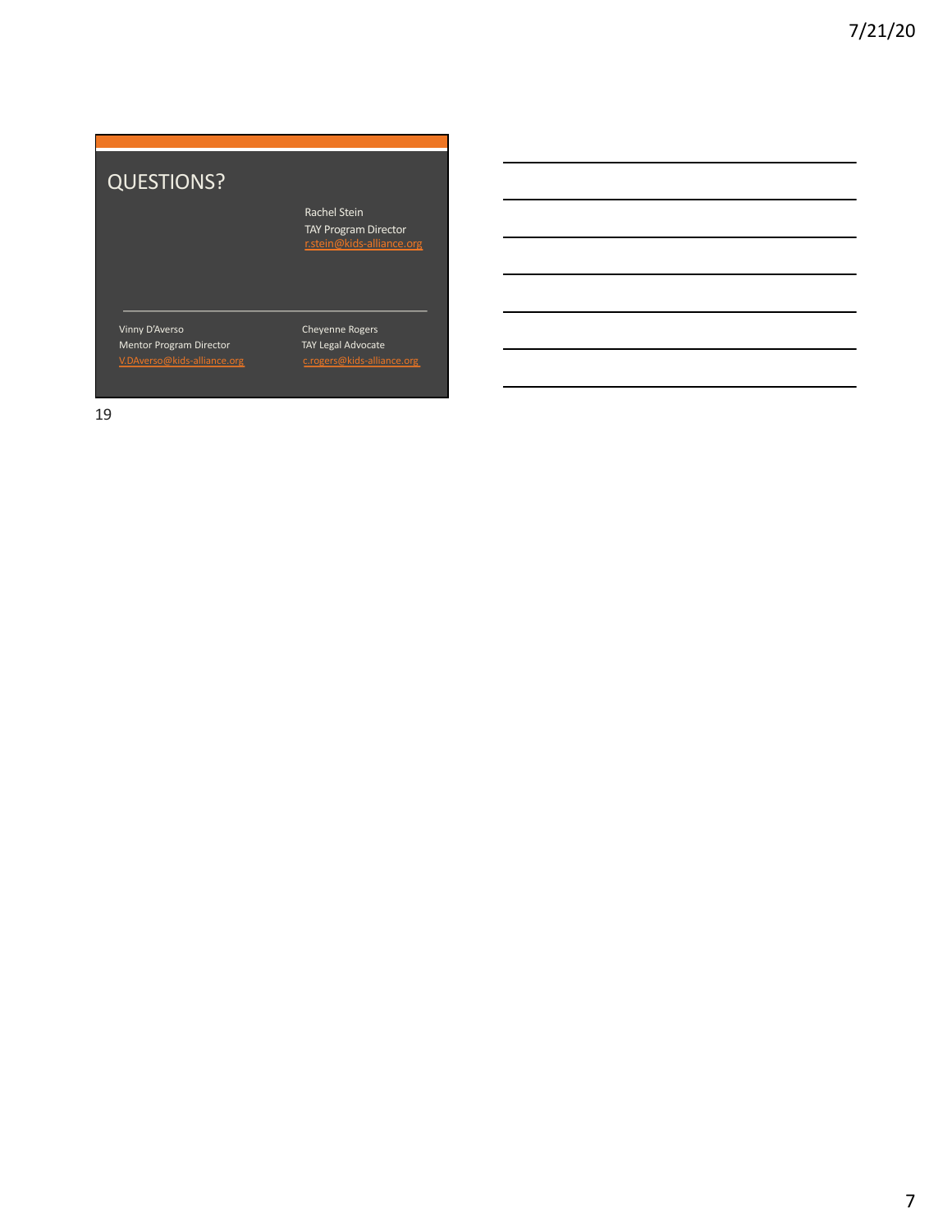# QUESTIONS?

Rachel Stein
TAY Program Director
r.stein@kids-alliance.org

Vinny D'Averso
Mentor Program Director
V.DAverso@kids-alliance.org

Cheyenne Rogers
TAY Legal Advocate
c.rogers@kids-alliance.org